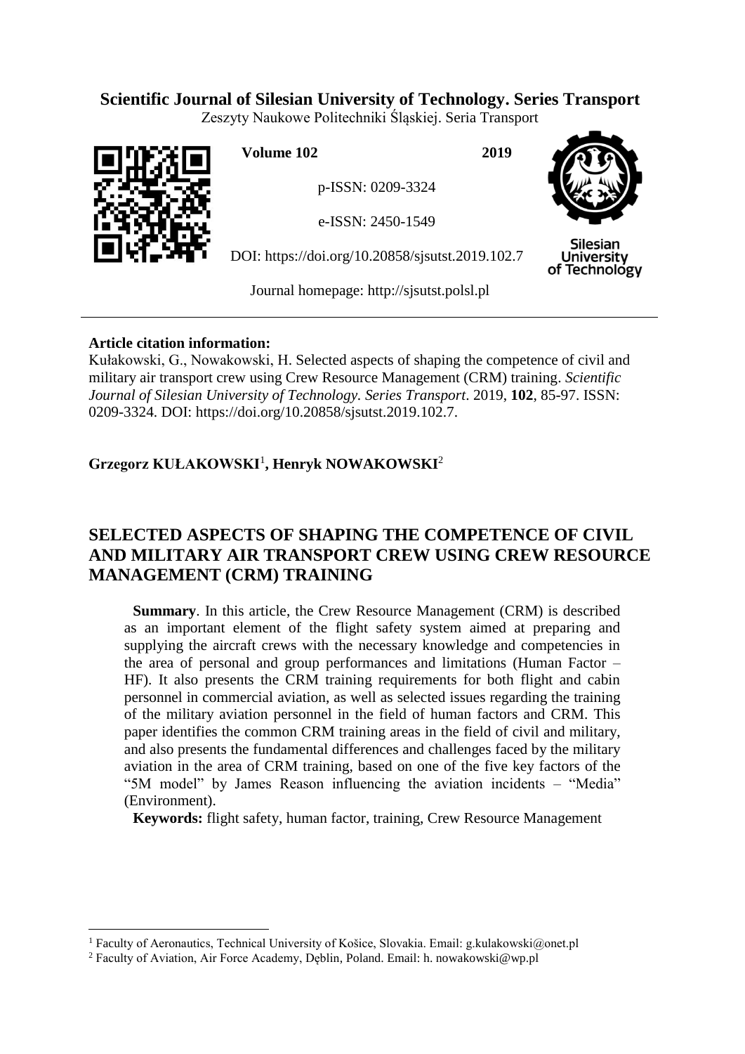**Scientific Journal of Silesian University of Technology. Series Transport**

Zeszyty Naukowe Politechniki Śląskiej. Seria Transport

**Volume 102** **2019**

p-ISSN: 0209-3324

e-ISSN: 2450-1549

DOI: https://doi.org/10.20858/sjsutst.2019.102.7

Journal homepage: http://sjsutst.polsl.pl

**Article citation information:**

Kułakowski, G., Nowakowski, H. Selected aspects of shaping the competence of civil and military air transport crew using Crew Resource Management (CRM) training. *Scientific Journal of Silesian University of Technology. Series Transport*. 2019, **102**, 85-97. ISSN: 0209-3324. DOI: https://doi.org/10.20858/sjsutst.2019.102.7.

**Grzegorz KUŁAKOWSKI**[1]**, Henryk NOWAKOWSKI**[2]

# SELECTED ASPECTS OF SHAPING THE COMPETENCE OF CIVIL AND MILITARY AIR TRANSPORT CREW USING CREW RESOURCE MANAGEMENT (CRM) TRAINING

**Summary**. In this article, the Crew Resource Management (CRM) is described as an important element of the flight safety system aimed at preparing and supplying the aircraft crews with the necessary knowledge and competencies in the area of personal and group performances and limitations (Human Factor – HF). It also presents the CRM training requirements for both flight and cabin personnel in commercial aviation, as well as selected issues regarding the training of the military aviation personnel in the field of human factors and CRM. This paper identifies the common CRM training areas in the field of civil and military, and also presents the fundamental differences and challenges faced by the military aviation in the area of CRM training, based on one of the five key factors of the "5M model" by James Reason influencing the aviation incidents – "Media" (Environment).

**Keywords:** flight safety, human factor, training, Crew Resource Management

[1] Faculty of Aeronautics, Technical University of Košice, Slovakia. Email: g.kulakowski@onet.pl

[2] Faculty of Aviation, Air Force Academy, Dęblin, Poland. Email: h. nowakowski@wp.pl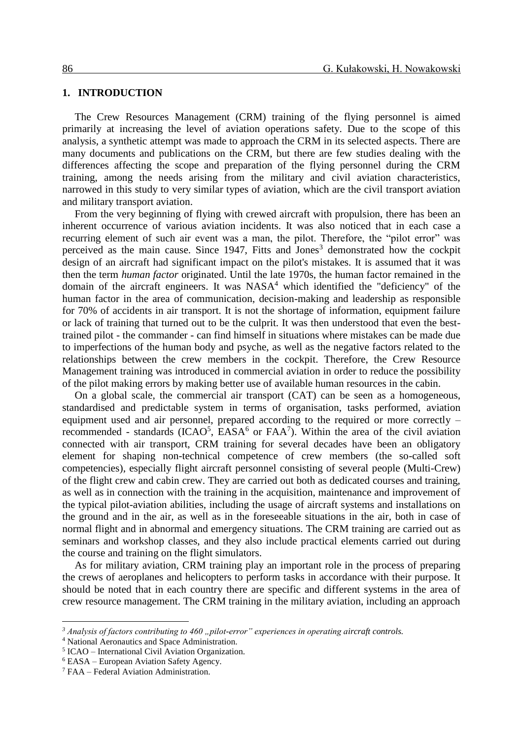## 1. INTRODUCTION

The Crew Resources Management (CRM) training of the flying personnel is aimed primarily at increasing the level of aviation operations safety. Due to the scope of this analysis, a synthetic attempt was made to approach the CRM in its selected aspects. There are many documents and publications on the CRM, but there are few studies dealing with the differences affecting the scope and preparation of the flying personnel during the CRM training, among the needs arising from the military and civil aviation characteristics, narrowed in this study to very similar types of aviation, which are the civil transport aviation and military transport aviation.

From the very beginning of flying with crewed aircraft with propulsion, there has been an inherent occurrence of various aviation incidents. It was also noticed that in each case a recurring element of such air event was a man, the pilot. Therefore, the "pilot error" was perceived as the main cause. Since 1947, Fitts and Jones[3] demonstrated how the cockpit design of an aircraft had significant impact on the pilot's mistakes. It is assumed that it was then the term *human factor* originated. Until the late 1970s, the human factor remained in the domain of the aircraft engineers. It was NASA[4] which identified the "deficiency" of the human factor in the area of communication, decision-making and leadership as responsible for 70% of accidents in air transport. It is not the shortage of information, equipment failure or lack of training that turned out to be the culprit. It was then understood that even the best-trained pilot - the commander - can find himself in situations where mistakes can be made due to imperfections of the human body and psyche, as well as the negative factors related to the relationships between the crew members in the cockpit. Therefore, the Crew Resource Management training was introduced in commercial aviation in order to reduce the possibility of the pilot making errors by making better use of available human resources in the cabin.

On a global scale, the commercial air transport (CAT) can be seen as a homogeneous, standardised and predictable system in terms of organisation, tasks performed, aviation equipment used and air personnel, prepared according to the required or more correctly – recommended - standards (ICAO[5], EASA[6] or FAA[7]). Within the area of the civil aviation connected with air transport, CRM training for several decades have been an obligatory element for shaping non-technical competence of crew members (the so-called soft competencies), especially flight aircraft personnel consisting of several people (Multi-Crew) of the flight crew and cabin crew. They are carried out both as dedicated courses and training, as well as in connection with the training in the acquisition, maintenance and improvement of the typical pilot-aviation abilities, including the usage of aircraft systems and installations on the ground and in the air, as well as in the foreseeable situations in the air, both in case of normal flight and in abnormal and emergency situations. The CRM training are carried out as seminars and workshop classes, and they also include practical elements carried out during the course and training on the flight simulators.

As for military aviation, CRM training play an important role in the process of preparing the crews of aeroplanes and helicopters to perform tasks in accordance with their purpose. It should be noted that in each country there are specific and different systems in the area of crew resource management. The CRM training in the military aviation, including an approach

---

[3] *Analysis of factors contributing to 460 „pilot-error" experiences in operating aircraft controls.*

[4] National Aeronautics and Space Administration.

[5] ICAO – International Civil Aviation Organization.

[6] EASA – European Aviation Safety Agency.

[7] FAA – Federal Aviation Administration.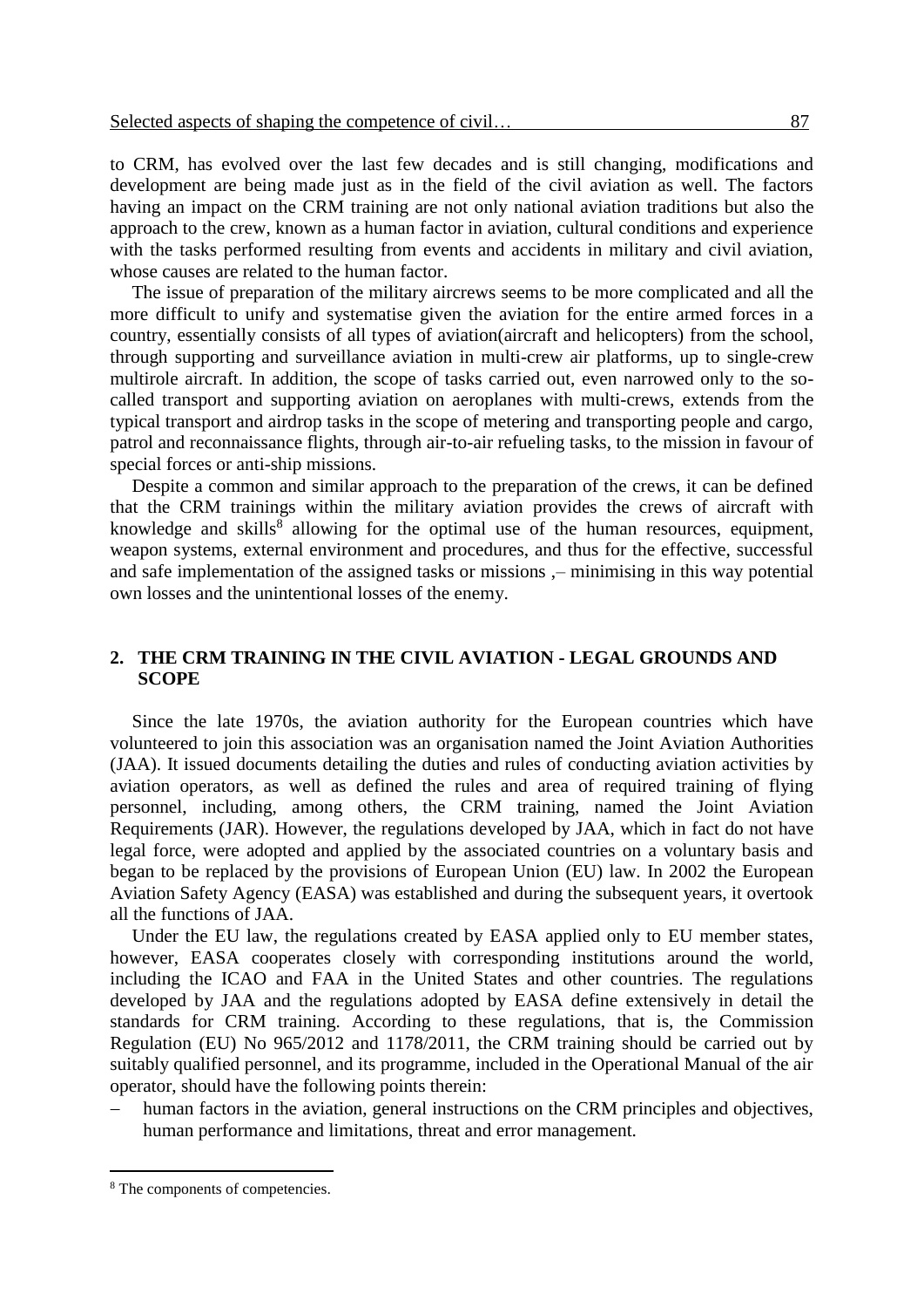to CRM, has evolved over the last few decades and is still changing, modifications and development are being made just as in the field of the civil aviation as well. The factors having an impact on the CRM training are not only national aviation traditions but also the approach to the crew, known as a human factor in aviation, cultural conditions and experience with the tasks performed resulting from events and accidents in military and civil aviation, whose causes are related to the human factor.

The issue of preparation of the military aircrews seems to be more complicated and all the more difficult to unify and systematise given the aviation for the entire armed forces in a country, essentially consists of all types of aviation(aircraft and helicopters) from the school, through supporting and surveillance aviation in multi-crew air platforms, up to single-crew multirole aircraft. In addition, the scope of tasks carried out, even narrowed only to the so-called transport and supporting aviation on aeroplanes with multi-crews, extends from the typical transport and airdrop tasks in the scope of metering and transporting people and cargo, patrol and reconnaissance flights, through air-to-air refueling tasks, to the mission in favour of special forces or anti-ship missions.

Despite a common and similar approach to the preparation of the crews, it can be defined that the CRM trainings within the military aviation provides the crews of aircraft with knowledge and skills[8] allowing for the optimal use of the human resources, equipment, weapon systems, external environment and procedures, and thus for the effective, successful and safe implementation of the assigned tasks or missions ,– minimising in this way potential own losses and the unintentional losses of the enemy.

## 2. THE CRM TRAINING IN THE CIVIL AVIATION - LEGAL GROUNDS AND SCOPE

Since the late 1970s, the aviation authority for the European countries which have volunteered to join this association was an organisation named the Joint Aviation Authorities (JAA). It issued documents detailing the duties and rules of conducting aviation activities by aviation operators, as well as defined the rules and area of required training of flying personnel, including, among others, the CRM training, named the Joint Aviation Requirements (JAR). However, the regulations developed by JAA, which in fact do not have legal force, were adopted and applied by the associated countries on a voluntary basis and began to be replaced by the provisions of European Union (EU) law. In 2002 the European Aviation Safety Agency (EASA) was established and during the subsequent years, it overtook all the functions of JAA.

Under the EU law, the regulations created by EASA applied only to EU member states, however, EASA cooperates closely with corresponding institutions around the world, including the ICAO and FAA in the United States and other countries. The regulations developed by JAA and the regulations adopted by EASA define extensively in detail the standards for CRM training. According to these regulations, that is, the Commission Regulation (EU) No 965/2012 and 1178/2011, the CRM training should be carried out by suitably qualified personnel, and its programme, included in the Operational Manual of the air operator, should have the following points therein:

- human factors in the aviation, general instructions on the CRM principles and objectives, human performance and limitations, threat and error management.

[8] The components of competencies.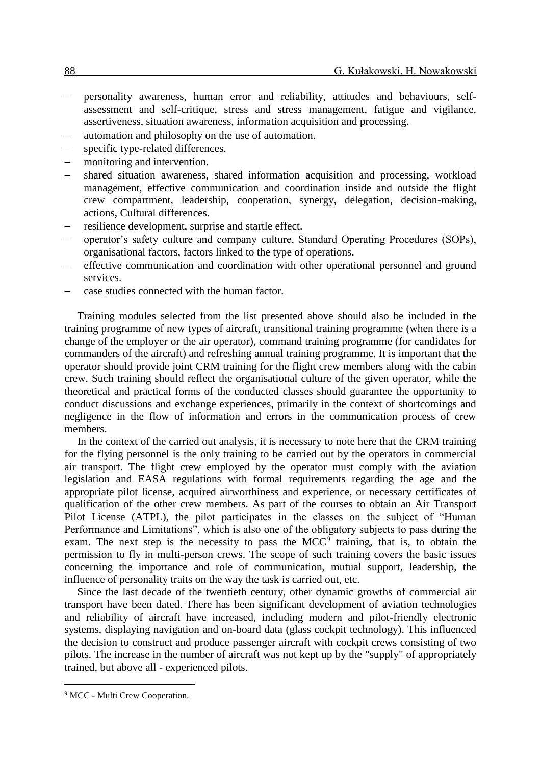- personality awareness, human error and reliability, attitudes and behaviours, self-assessment and self-critique, stress and stress management, fatigue and vigilance, assertiveness, situation awareness, information acquisition and processing.
- automation and philosophy on the use of automation.
- specific type-related differences.
- monitoring and intervention.
- shared situation awareness, shared information acquisition and processing, workload management, effective communication and coordination inside and outside the flight crew compartment, leadership, cooperation, synergy, delegation, decision-making, actions, Cultural differences.
- resilience development, surprise and startle effect.
- operator's safety culture and company culture, Standard Operating Procedures (SOPs), organisational factors, factors linked to the type of operations.
- effective communication and coordination with other operational personnel and ground services.
- case studies connected with the human factor.

Training modules selected from the list presented above should also be included in the training programme of new types of aircraft, transitional training programme (when there is a change of the employer or the air operator), command training programme (for candidates for commanders of the aircraft) and refreshing annual training programme. It is important that the operator should provide joint CRM training for the flight crew members along with the cabin crew. Such training should reflect the organisational culture of the given operator, while the theoretical and practical forms of the conducted classes should guarantee the opportunity to conduct discussions and exchange experiences, primarily in the context of shortcomings and negligence in the flow of information and errors in the communication process of crew members.

In the context of the carried out analysis, it is necessary to note here that the CRM training for the flying personnel is the only training to be carried out by the operators in commercial air transport. The flight crew employed by the operator must comply with the aviation legislation and EASA regulations with formal requirements regarding the age and the appropriate pilot license, acquired airworthiness and experience, or necessary certificates of qualification of the other crew members. As part of the courses to obtain an Air Transport Pilot License (ATPL), the pilot participates in the classes on the subject of "Human Performance and Limitations", which is also one of the obligatory subjects to pass during the exam. The next step is the necessity to pass the MCC[9] training, that is, to obtain the permission to fly in multi-person crews. The scope of such training covers the basic issues concerning the importance and role of communication, mutual support, leadership, the influence of personality traits on the way the task is carried out, etc.

Since the last decade of the twentieth century, other dynamic growths of commercial air transport have been dated. There has been significant development of aviation technologies and reliability of aircraft have increased, including modern and pilot-friendly electronic systems, displaying navigation and on-board data (glass cockpit technology). This influenced the decision to construct and produce passenger aircraft with cockpit crews consisting of two pilots. The increase in the number of aircraft was not kept up by the "supply" of appropriately trained, but above all - experienced pilots.

[9] MCC - Multi Crew Cooperation.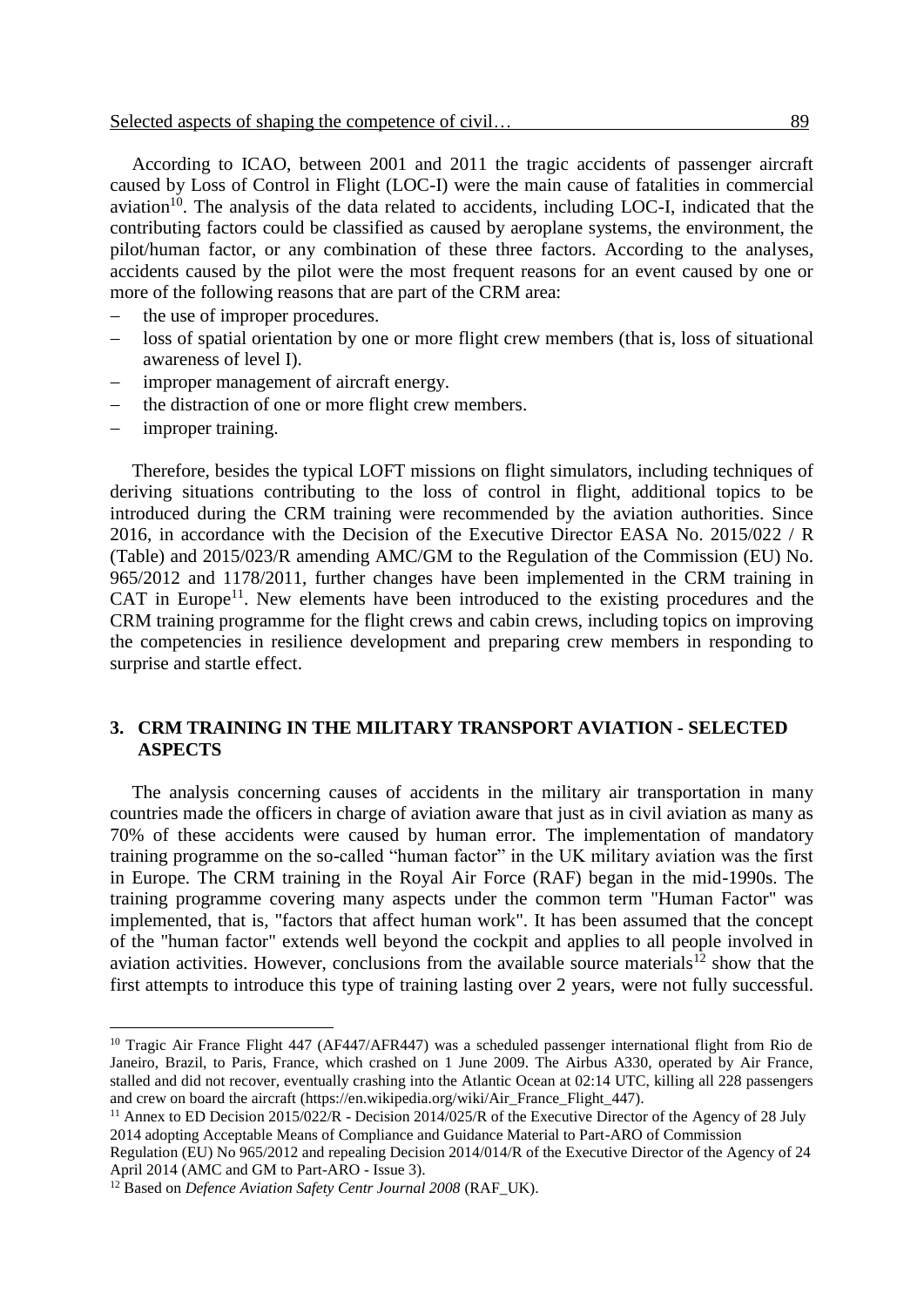According to ICAO, between 2001 and 2011 the tragic accidents of passenger aircraft caused by Loss of Control in Flight (LOC-I) were the main cause of fatalities in commercial aviation[10]. The analysis of the data related to accidents, including LOC-I, indicated that the contributing factors could be classified as caused by aeroplane systems, the environment, the pilot/human factor, or any combination of these three factors. According to the analyses, accidents caused by the pilot were the most frequent reasons for an event caused by one or more of the following reasons that are part of the CRM area:

- the use of improper procedures.
- loss of spatial orientation by one or more flight crew members (that is, loss of situational awareness of level I).
- improper management of aircraft energy.
- the distraction of one or more flight crew members.
- improper training.

Therefore, besides the typical LOFT missions on flight simulators, including techniques of deriving situations contributing to the loss of control in flight, additional topics to be introduced during the CRM training were recommended by the aviation authorities. Since 2016, in accordance with the Decision of the Executive Director EASA No. 2015/022 / R (Table) and 2015/023/R amending AMC/GM to the Regulation of the Commission (EU) No. 965/2012 and 1178/2011, further changes have been implemented in the CRM training in CAT in Europe[11]. New elements have been introduced to the existing procedures and the CRM training programme for the flight crews and cabin crews, including topics on improving the competencies in resilience development and preparing crew members in responding to surprise and startle effect.

## 3. CRM TRAINING IN THE MILITARY TRANSPORT AVIATION - SELECTED ASPECTS

The analysis concerning causes of accidents in the military air transportation in many countries made the officers in charge of aviation aware that just as in civil aviation as many as 70% of these accidents were caused by human error. The implementation of mandatory training programme on the so-called "human factor" in the UK military aviation was the first in Europe. The CRM training in the Royal Air Force (RAF) began in the mid-1990s. The training programme covering many aspects under the common term "Human Factor" was implemented, that is, "factors that affect human work". It has been assumed that the concept of the "human factor" extends well beyond the cockpit and applies to all people involved in aviation activities. However, conclusions from the available source materials[12] show that the first attempts to introduce this type of training lasting over 2 years, were not fully successful.

---

[10] Tragic Air France Flight 447 (AF447/AFR447) was a scheduled passenger international flight from Rio de Janeiro, Brazil, to Paris, France, which crashed on 1 June 2009. The Airbus A330, operated by Air France, stalled and did not recover, eventually crashing into the Atlantic Ocean at 02:14 UTC, killing all 228 passengers and crew on board the aircraft (https://en.wikipedia.org/wiki/Air_France_Flight_447).

[11] Annex to ED Decision 2015/022/R - Decision 2014/025/R of the Executive Director of the Agency of 28 July 2014 adopting Acceptable Means of Compliance and Guidance Material to Part-ARO of Commission Regulation (EU) No 965/2012 and repealing Decision 2014/014/R of the Executive Director of the Agency of 24 April 2014 (AMC and GM to Part-ARO - Issue 3).

[12] Based on *Defence Aviation Safety Centr Journal 2008* (RAF_UK).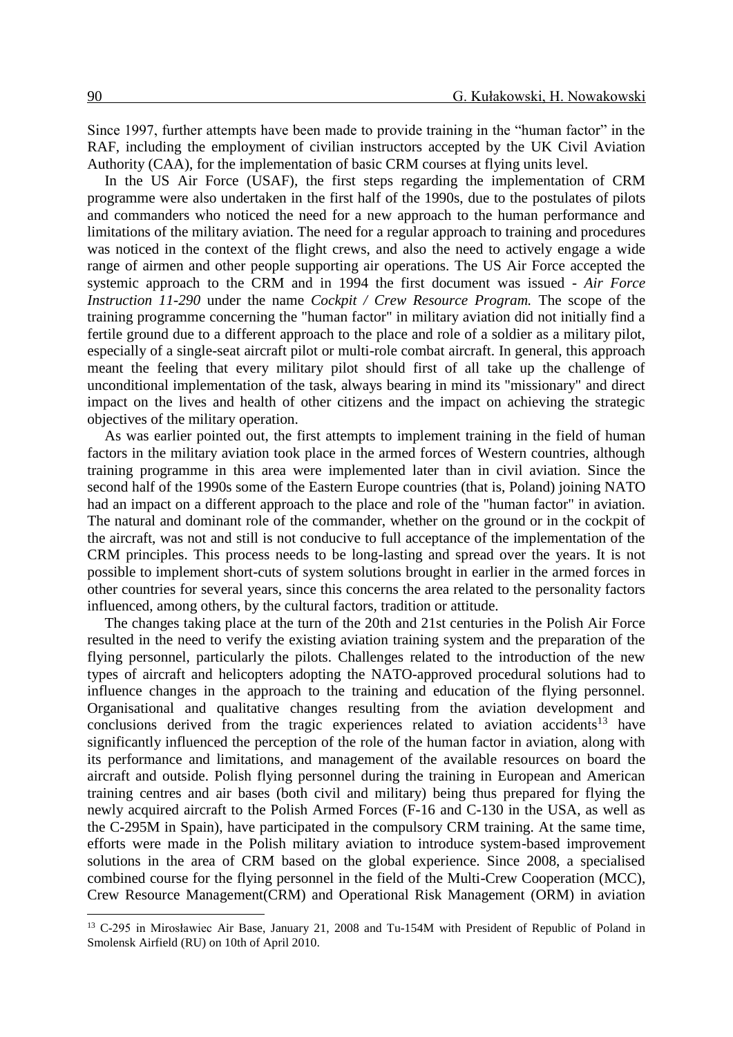Since 1997, further attempts have been made to provide training in the "human factor" in the RAF, including the employment of civilian instructors accepted by the UK Civil Aviation Authority (CAA), for the implementation of basic CRM courses at flying units level.

In the US Air Force (USAF), the first steps regarding the implementation of CRM programme were also undertaken in the first half of the 1990s, due to the postulates of pilots and commanders who noticed the need for a new approach to the human performance and limitations of the military aviation. The need for a regular approach to training and procedures was noticed in the context of the flight crews, and also the need to actively engage a wide range of airmen and other people supporting air operations. The US Air Force accepted the systemic approach to the CRM and in 1994 the first document was issued - *Air Force Instruction 11-290* under the name *Cockpit / Crew Resource Program.* The scope of the training programme concerning the "human factor" in military aviation did not initially find a fertile ground due to a different approach to the place and role of a soldier as a military pilot, especially of a single-seat aircraft pilot or multi-role combat aircraft. In general, this approach meant the feeling that every military pilot should first of all take up the challenge of unconditional implementation of the task, always bearing in mind its "missionary" and direct impact on the lives and health of other citizens and the impact on achieving the strategic objectives of the military operation.

As was earlier pointed out, the first attempts to implement training in the field of human factors in the military aviation took place in the armed forces of Western countries, although training programme in this area were implemented later than in civil aviation. Since the second half of the 1990s some of the Eastern Europe countries (that is, Poland) joining NATO had an impact on a different approach to the place and role of the "human factor" in aviation. The natural and dominant role of the commander, whether on the ground or in the cockpit of the aircraft, was not and still is not conducive to full acceptance of the implementation of the CRM principles. This process needs to be long-lasting and spread over the years. It is not possible to implement short-cuts of system solutions brought in earlier in the armed forces in other countries for several years, since this concerns the area related to the personality factors influenced, among others, by the cultural factors, tradition or attitude.

The changes taking place at the turn of the 20th and 21st centuries in the Polish Air Force resulted in the need to verify the existing aviation training system and the preparation of the flying personnel, particularly the pilots. Challenges related to the introduction of the new types of aircraft and helicopters adopting the NATO-approved procedural solutions had to influence changes in the approach to the training and education of the flying personnel. Organisational and qualitative changes resulting from the aviation development and conclusions derived from the tragic experiences related to aviation accidents[13] have significantly influenced the perception of the role of the human factor in aviation, along with its performance and limitations, and management of the available resources on board the aircraft and outside. Polish flying personnel during the training in European and American training centres and air bases (both civil and military) being thus prepared for flying the newly acquired aircraft to the Polish Armed Forces (F-16 and C-130 in the USA, as well as the C-295M in Spain), have participated in the compulsory CRM training. At the same time, efforts were made in the Polish military aviation to introduce system-based improvement solutions in the area of CRM based on the global experience. Since 2008, a specialised combined course for the flying personnel in the field of the Multi-Crew Cooperation (MCC), Crew Resource Management(CRM) and Operational Risk Management (ORM) in aviation

[13] C-295 in Mirosławiec Air Base, January 21, 2008 and Tu-154M with President of Republic of Poland in Smolensk Airfield (RU) on 10th of April 2010.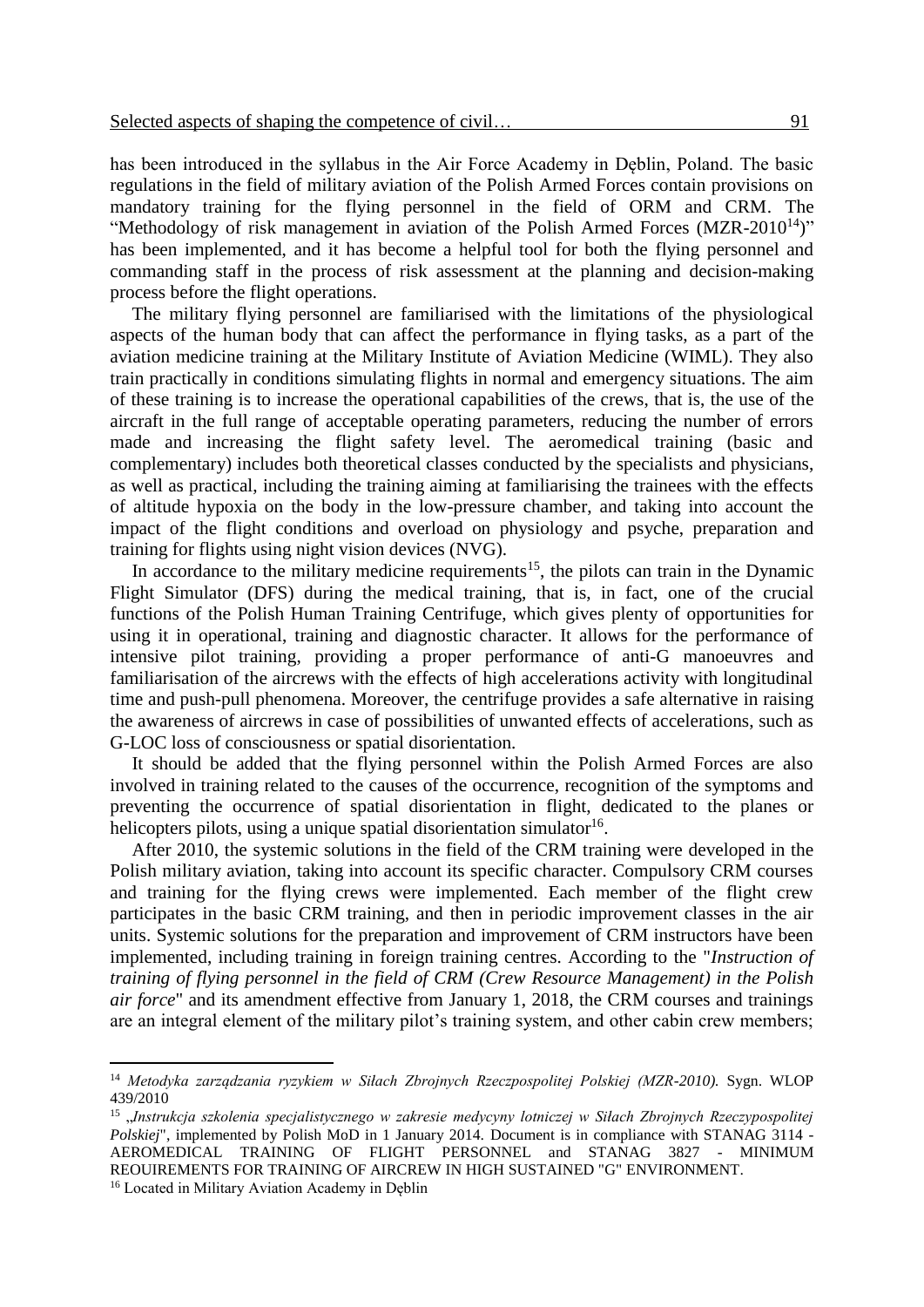has been introduced in the syllabus in the Air Force Academy in Dęblin, Poland. The basic regulations in the field of military aviation of the Polish Armed Forces contain provisions on mandatory training for the flying personnel in the field of ORM and CRM. The "Methodology of risk management in aviation of the Polish Armed Forces (MZR-2010[14])" has been implemented, and it has become a helpful tool for both the flying personnel and commanding staff in the process of risk assessment at the planning and decision-making process before the flight operations.

The military flying personnel are familiarised with the limitations of the physiological aspects of the human body that can affect the performance in flying tasks, as a part of the aviation medicine training at the Military Institute of Aviation Medicine (WIML). They also train practically in conditions simulating flights in normal and emergency situations. The aim of these training is to increase the operational capabilities of the crews, that is, the use of the aircraft in the full range of acceptable operating parameters, reducing the number of errors made and increasing the flight safety level. The aeromedical training (basic and complementary) includes both theoretical classes conducted by the specialists and physicians, as well as practical, including the training aiming at familiarising the trainees with the effects of altitude hypoxia on the body in the low-pressure chamber, and taking into account the impact of the flight conditions and overload on physiology and psyche, preparation and training for flights using night vision devices (NVG).

In accordance to the military medicine requirements[15], the pilots can train in the Dynamic Flight Simulator (DFS) during the medical training, that is, in fact, one of the crucial functions of the Polish Human Training Centrifuge, which gives plenty of opportunities for using it in operational, training and diagnostic character. It allows for the performance of intensive pilot training, providing a proper performance of anti-G manoeuvres and familiarisation of the aircrews with the effects of high accelerations activity with longitudinal time and push-pull phenomena. Moreover, the centrifuge provides a safe alternative in raising the awareness of aircrews in case of possibilities of unwanted effects of accelerations, such as G-LOC loss of consciousness or spatial disorientation.

It should be added that the flying personnel within the Polish Armed Forces are also involved in training related to the causes of the occurrence, recognition of the symptoms and preventing the occurrence of spatial disorientation in flight, dedicated to the planes or helicopters pilots, using a unique spatial disorientation simulator[16].

After 2010, the systemic solutions in the field of the CRM training were developed in the Polish military aviation, taking into account its specific character. Compulsory CRM courses and training for the flying crews were implemented. Each member of the flight crew participates in the basic CRM training, and then in periodic improvement classes in the air units. Systemic solutions for the preparation and improvement of CRM instructors have been implemented, including training in foreign training centres. According to the "*Instruction of training of flying personnel in the field of CRM (Crew Resource Management) in the Polish air force*" and its amendment effective from January 1, 2018, the CRM courses and trainings are an integral element of the military pilot's training system, and other cabin crew members;

---

[14] *Metodyka zarządzania ryzykiem w Siłach Zbrojnych Rzeczpospolitej Polskiej (MZR-2010).* Sygn. WLOP 439/2010

[15] „*Instrukcja szkolenia specjalistycznego w zakresie medycyny lotniczej w Siłach Zbrojnych Rzeczypospolitej Polskiej*", implemented by Polish MoD in 1 January 2014. Document is in compliance with STANAG 3114 - AEROMEDICAL TRAINING OF FLIGHT PERSONNEL and STANAG 3827 - MINIMUM REOUIREMENTS FOR TRAINING OF AIRCREW IN HIGH SUSTAINED "G" ENVIRONMENT.

[16] Located in Military Aviation Academy in Dęblin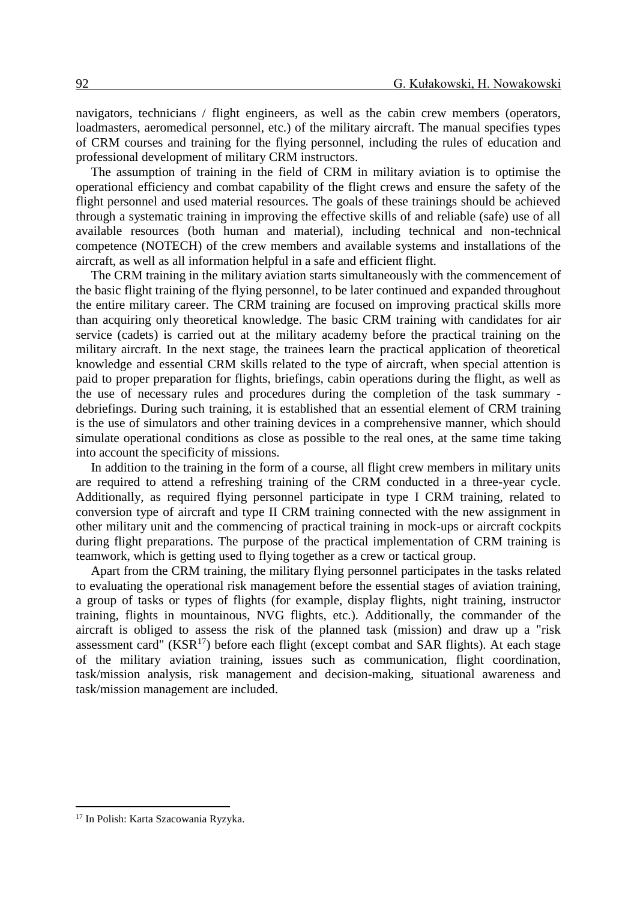navigators, technicians / flight engineers, as well as the cabin crew members (operators, loadmasters, aeromedical personnel, etc.) of the military aircraft. The manual specifies types of CRM courses and training for the flying personnel, including the rules of education and professional development of military CRM instructors.

The assumption of training in the field of CRM in military aviation is to optimise the operational efficiency and combat capability of the flight crews and ensure the safety of the flight personnel and used material resources. The goals of these trainings should be achieved through a systematic training in improving the effective skills of and reliable (safe) use of all available resources (both human and material), including technical and non-technical competence (NOTECH) of the crew members and available systems and installations of the aircraft, as well as all information helpful in a safe and efficient flight.

The CRM training in the military aviation starts simultaneously with the commencement of the basic flight training of the flying personnel, to be later continued and expanded throughout the entire military career. The CRM training are focused on improving practical skills more than acquiring only theoretical knowledge. The basic CRM training with candidates for air service (cadets) is carried out at the military academy before the practical training on the military aircraft. In the next stage, the trainees learn the practical application of theoretical knowledge and essential CRM skills related to the type of aircraft, when special attention is paid to proper preparation for flights, briefings, cabin operations during the flight, as well as the use of necessary rules and procedures during the completion of the task summary - debriefings. During such training, it is established that an essential element of CRM training is the use of simulators and other training devices in a comprehensive manner, which should simulate operational conditions as close as possible to the real ones, at the same time taking into account the specificity of missions.

In addition to the training in the form of a course, all flight crew members in military units are required to attend a refreshing training of the CRM conducted in a three-year cycle. Additionally, as required flying personnel participate in type I CRM training, related to conversion type of aircraft and type II CRM training connected with the new assignment in other military unit and the commencing of practical training in mock-ups or aircraft cockpits during flight preparations. The purpose of the practical implementation of CRM training is teamwork, which is getting used to flying together as a crew or tactical group.

Apart from the CRM training, the military flying personnel participates in the tasks related to evaluating the operational risk management before the essential stages of aviation training, a group of tasks or types of flights (for example, display flights, night training, instructor training, flights in mountainous, NVG flights, etc.). Additionally, the commander of the aircraft is obliged to assess the risk of the planned task (mission) and draw up a "risk assessment card" (KSR[17]) before each flight (except combat and SAR flights). At each stage of the military aviation training, issues such as communication, flight coordination, task/mission analysis, risk management and decision-making, situational awareness and task/mission management are included.

---

[17] In Polish: Karta Szacowania Ryzyka.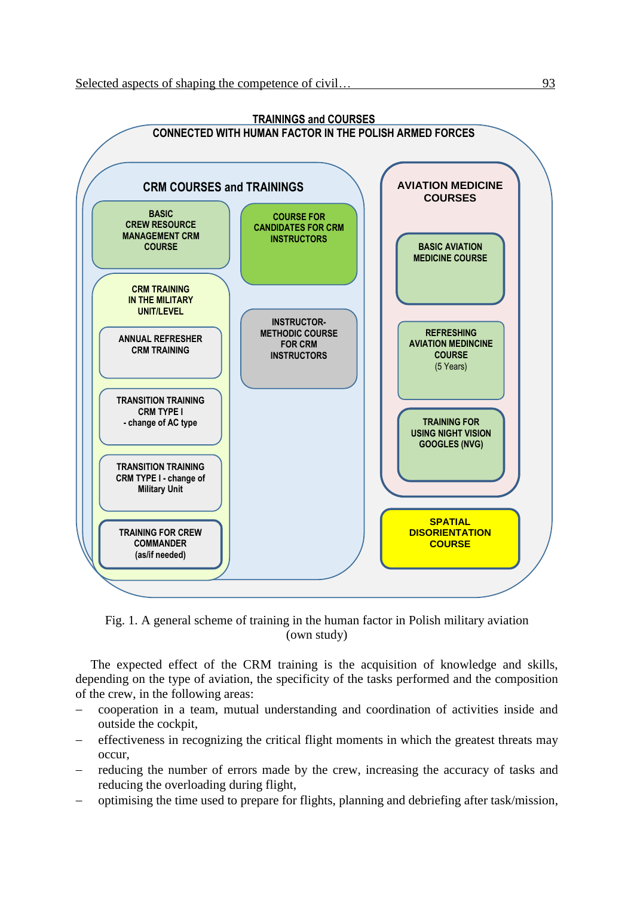**TRAININGS and COURSES CONNECTED WITH HUMAN FACTOR IN THE POLISH ARMED FORCES**

**CRM COURSES and TRAININGS**

- BASIC CREW RESOURCE MANAGEMENT CRM COURSE
- COURSE FOR CANDIDATES FOR CRM INSTRUCTORS
- CRM TRAINING IN THE MILITARY UNIT/LEVEL
  - ANNUAL REFRESHER CRM TRAINING
  - TRANSITION TRAINING CRM TYPE I - change of AC type
  - TRANSITION TRAINING CRM TYPE I - change of Military Unit
  - TRAINING FOR CREW COMMANDER (as/if needed)
- INSTRUCTOR-METHODIC COURSE FOR CRM INSTRUCTORS

**AVIATION MEDICINE COURSES**

- BASIC AVIATION MEDICINE COURSE
- REFRESHING AVIATION MEDINCINE COURSE (5 Years)
- TRAINING FOR USING NIGHT VISION GOOGLES (NVG)

**SPATIAL DISORIENTATION COURSE**

Fig. 1. A general scheme of training in the human factor in Polish military aviation (own study)

The expected effect of the CRM training is the acquisition of knowledge and skills, depending on the type of aviation, the specificity of the tasks performed and the composition of the crew, in the following areas:

- cooperation in a team, mutual understanding and coordination of activities inside and outside the cockpit,
- effectiveness in recognizing the critical flight moments in which the greatest threats may occur,
- reducing the number of errors made by the crew, increasing the accuracy of tasks and reducing the overloading during flight,
- optimising the time used to prepare for flights, planning and debriefing after task/mission,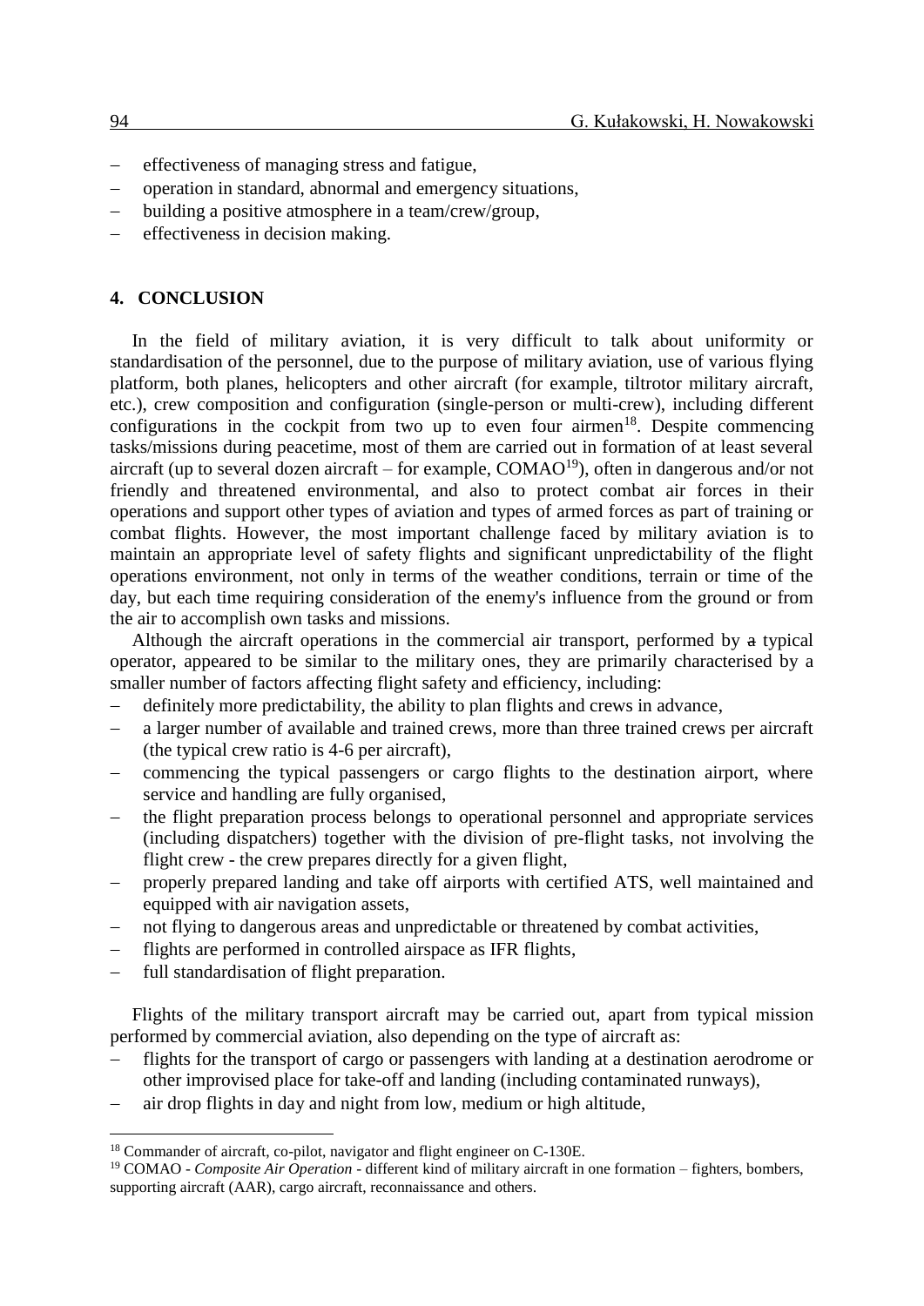- effectiveness of managing stress and fatigue,
- operation in standard, abnormal and emergency situations,
- building a positive atmosphere in a team/crew/group,
- effectiveness in decision making.

## 4. CONCLUSION

In the field of military aviation, it is very difficult to talk about uniformity or standardisation of the personnel, due to the purpose of military aviation, use of various flying platform, both planes, helicopters and other aircraft (for example, tiltrotor military aircraft, etc.), crew composition and configuration (single-person or multi-crew), including different configurations in the cockpit from two up to even four airmen[18]. Despite commencing tasks/missions during peacetime, most of them are carried out in formation of at least several aircraft (up to several dozen aircraft – for example, COMAO[19]), often in dangerous and/or not friendly and threatened environmental, and also to protect combat air forces in their operations and support other types of aviation and types of armed forces as part of training or combat flights. However, the most important challenge faced by military aviation is to maintain an appropriate level of safety flights and significant unpredictability of the flight operations environment, not only in terms of the weather conditions, terrain or time of the day, but each time requiring consideration of the enemy's influence from the ground or from the air to accomplish own tasks and missions.

Although the aircraft operations in the commercial air transport, performed by ~~a~~ typical operator, appeared to be similar to the military ones, they are primarily characterised by a smaller number of factors affecting flight safety and efficiency, including:

- definitely more predictability, the ability to plan flights and crews in advance,
- a larger number of available and trained crews, more than three trained crews per aircraft (the typical crew ratio is 4-6 per aircraft),
- commencing the typical passengers or cargo flights to the destination airport, where service and handling are fully organised,
- the flight preparation process belongs to operational personnel and appropriate services (including dispatchers) together with the division of pre-flight tasks, not involving the flight crew - the crew prepares directly for a given flight,
- properly prepared landing and take off airports with certified ATS, well maintained and equipped with air navigation assets,
- not flying to dangerous areas and unpredictable or threatened by combat activities,
- flights are performed in controlled airspace as IFR flights,
- full standardisation of flight preparation.

Flights of the military transport aircraft may be carried out, apart from typical mission performed by commercial aviation, also depending on the type of aircraft as:

- flights for the transport of cargo or passengers with landing at a destination aerodrome or other improvised place for take-off and landing (including contaminated runways),
- air drop flights in day and night from low, medium or high altitude,

---

[18] Commander of aircraft, co-pilot, navigator and flight engineer on C-130E.

[19] COMAO - *Composite Air Operation* - different kind of military aircraft in one formation – fighters, bombers, supporting aircraft (AAR), cargo aircraft, reconnaissance and others.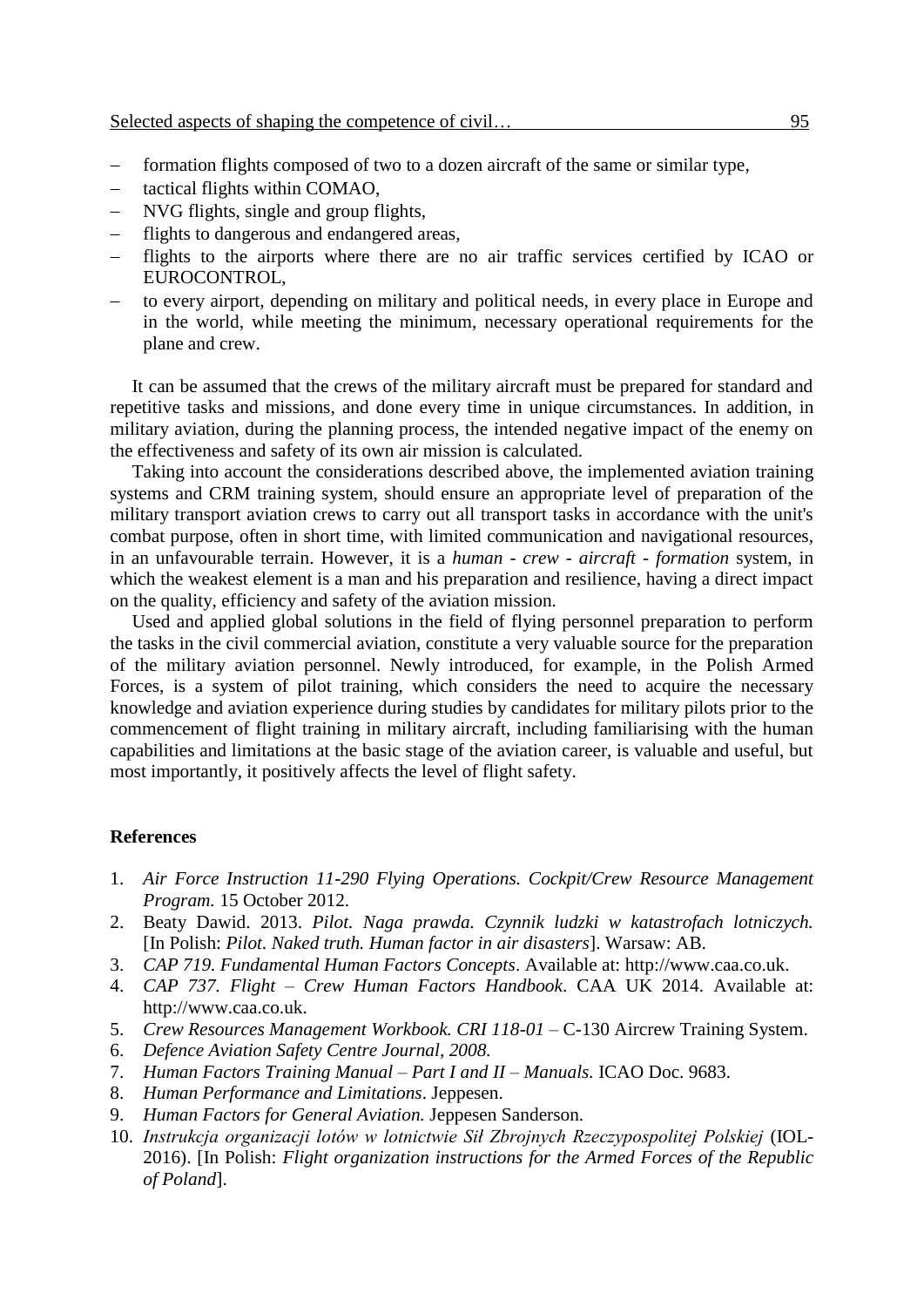- formation flights composed of two to a dozen aircraft of the same or similar type,
- tactical flights within COMAO,
- NVG flights, single and group flights,
- flights to dangerous and endangered areas,
- flights to the airports where there are no air traffic services certified by ICAO or EUROCONTROL,
- to every airport, depending on military and political needs, in every place in Europe and in the world, while meeting the minimum, necessary operational requirements for the plane and crew.

It can be assumed that the crews of the military aircraft must be prepared for standard and repetitive tasks and missions, and done every time in unique circumstances. In addition, in military aviation, during the planning process, the intended negative impact of the enemy on the effectiveness and safety of its own air mission is calculated.

Taking into account the considerations described above, the implemented aviation training systems and CRM training system, should ensure an appropriate level of preparation of the military transport aviation crews to carry out all transport tasks in accordance with the unit's combat purpose, often in short time, with limited communication and navigational resources, in an unfavourable terrain. However, it is a *human - crew - aircraft - formation* system, in which the weakest element is a man and his preparation and resilience, having a direct impact on the quality, efficiency and safety of the aviation mission.

Used and applied global solutions in the field of flying personnel preparation to perform the tasks in the civil commercial aviation, constitute a very valuable source for the preparation of the military aviation personnel. Newly introduced, for example, in the Polish Armed Forces, is a system of pilot training, which considers the need to acquire the necessary knowledge and aviation experience during studies by candidates for military pilots prior to the commencement of flight training in military aircraft, including familiarising with the human capabilities and limitations at the basic stage of the aviation career, is valuable and useful, but most importantly, it positively affects the level of flight safety.

## References

1. *Air Force Instruction 11-290 Flying Operations. Cockpit/Crew Resource Management Program.* 15 October 2012.
2. Beaty Dawid. 2013. *Pilot. Naga prawda. Czynnik ludzki w katastrofach lotniczych.* [In Polish: *Pilot. Naked truth. Human factor in air disasters*]. Warsaw: AB.
3. *CAP 719. Fundamental Human Factors Concepts*. Available at: http://www.caa.co.uk.
4. *CAP 737. Flight – Crew Human Factors Handbook*. CAA UK 2014. Available at: http://www.caa.co.uk.
5. *Crew Resources Management Workbook. CRI 118-01* – C-130 Aircrew Training System.
6. *Defence Aviation Safety Centre Journal, 2008.*
7. *Human Factors Training Manual – Part I and II – Manuals.* ICAO Doc. 9683.
8. *Human Performance and Limitations*. Jeppesen.
9. *Human Factors for General Aviation.* Jeppesen Sanderson.
10. *Instrukcja organizacji lotów w lotnictwie Sił Zbrojnych Rzeczypospolitej Polskiej* (IOL-2016). [In Polish: *Flight organization instructions for the Armed Forces of the Republic of Poland*].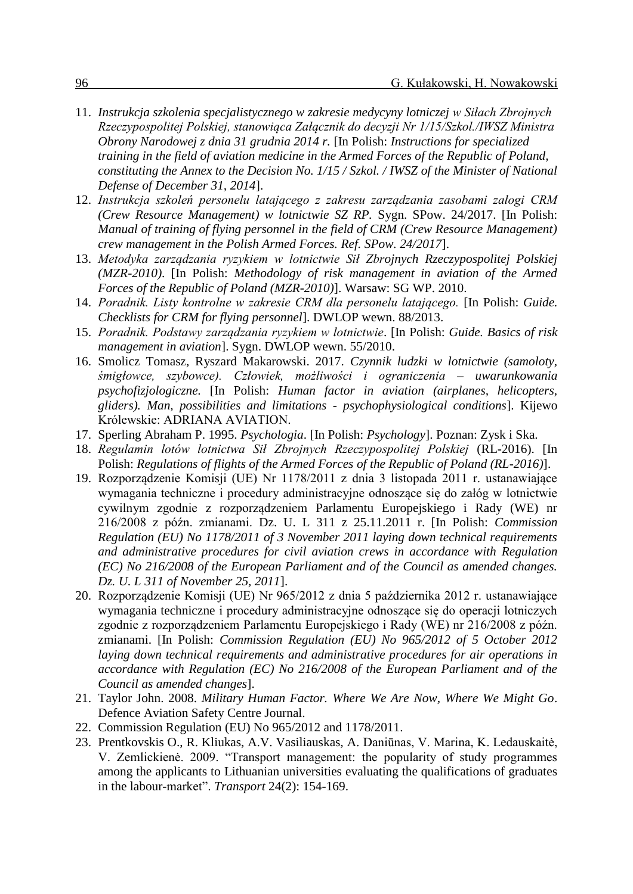11. *Instrukcja szkolenia specjalistycznego w zakresie medycyny lotniczej w Siłach Zbrojnych Rzeczypospolitej Polskiej, stanowiąca Załącznik do decyzji Nr 1/15/Szkol./IWSZ Ministra Obrony Narodowej z dnia 31 grudnia 2014 r.* [In Polish: *Instructions for specialized training in the field of aviation medicine in the Armed Forces of the Republic of Poland, constituting the Annex to the Decision No. 1/15 / Szkol. / IWSZ of the Minister of National Defense of December 31, 2014*].
12. *Instrukcja szkoleń personelu latającego z zakresu zarządzania zasobami załogi CRM (Crew Resource Management) w lotnictwie SZ RP*. Sygn. SPow. 24/2017. [In Polish: *Manual of training of flying personnel in the field of CRM (Crew Resource Management) crew management in the Polish Armed Forces. Ref. SPow. 24/2017*].
13. *Metodyka zarządzania ryzykiem w lotnictwie Sił Zbrojnych Rzeczypospolitej Polskiej (MZR-2010)*. [In Polish: *Methodology of risk management in aviation of the Armed Forces of the Republic of Poland (MZR-2010)*]. Warsaw: SG WP. 2010.
14. *Poradnik. Listy kontrolne w zakresie CRM dla personelu latającego.* [In Polish: *Guide. Checklists for CRM for flying personnel*]. DWLOP wewn. 88/2013.
15. *Poradnik. Podstawy zarządzania ryzykiem w lotnictwie*. [In Polish: *Guide. Basics of risk management in aviation*]. Sygn. DWLOP wewn. 55/2010.
16. Smolicz Tomasz, Ryszard Makarowski. 2017. *Czynnik ludzki w lotnictwie (samoloty, śmigłowce, szybowce). Człowiek, możliwości i ograniczenia – uwarunkowania psychofizjologiczne*. [In Polish: *Human factor in aviation (airplanes, helicopters, gliders). Man, possibilities and limitations - psychophysiological conditions*]. Kijewo Królewskie: ADRIANA AVIATION.
17. Sperling Abraham P. 1995. *Psychologia*. [In Polish: *Psychology*]. Poznan: Zysk i Ska.
18. *Regulamin lotów lotnictwa Sił Zbrojnych Rzeczypospolitej Polskiej* (RL-2016). [In Polish: *Regulations of flights of the Armed Forces of the Republic of Poland (RL-2016)*].
19. Rozporządzenie Komisji (UE) Nr 1178/2011 z dnia 3 listopada 2011 r. ustanawiające wymagania techniczne i procedury administracyjne odnoszące się do załóg w lotnictwie cywilnym zgodnie z rozporządzeniem Parlamentu Europejskiego i Rady (WE) nr 216/2008 z późn. zmianami. Dz. U. L 311 z 25.11.2011 r. [In Polish: *Commission Regulation (EU) No 1178/2011 of 3 November 2011 laying down technical requirements and administrative procedures for civil aviation crews in accordance with Regulation (EC) No 216/2008 of the European Parliament and of the Council as amended changes. Dz. U. L 311 of November 25, 2011*].
20. Rozporządzenie Komisji (UE) Nr 965/2012 z dnia 5 października 2012 r. ustanawiające wymagania techniczne i procedury administracyjne odnoszące się do operacji lotniczych zgodnie z rozporządzeniem Parlamentu Europejskiego i Rady (WE) nr 216/2008 z późn. zmianami. [In Polish: *Commission Regulation (EU) No 965/2012 of 5 October 2012 laying down technical requirements and administrative procedures for air operations in accordance with Regulation (EC) No 216/2008 of the European Parliament and of the Council as amended changes*].
21. Taylor John. 2008. *Military Human Factor. Where We Are Now, Where We Might Go*. Defence Aviation Safety Centre Journal.
22. Commission Regulation (EU) No 965/2012 and 1178/2011.
23. Prentkovskis O., R. Kliukas, A.V. Vasiliauskas, A. Daniūnas, V. Marina, K. Ledauskaitė, V. Zemlickienė. 2009. "Transport management: the popularity of study programmes among the applicants to Lithuanian universities evaluating the qualifications of graduates in the labour-market". *Transport* 24(2): 154-169.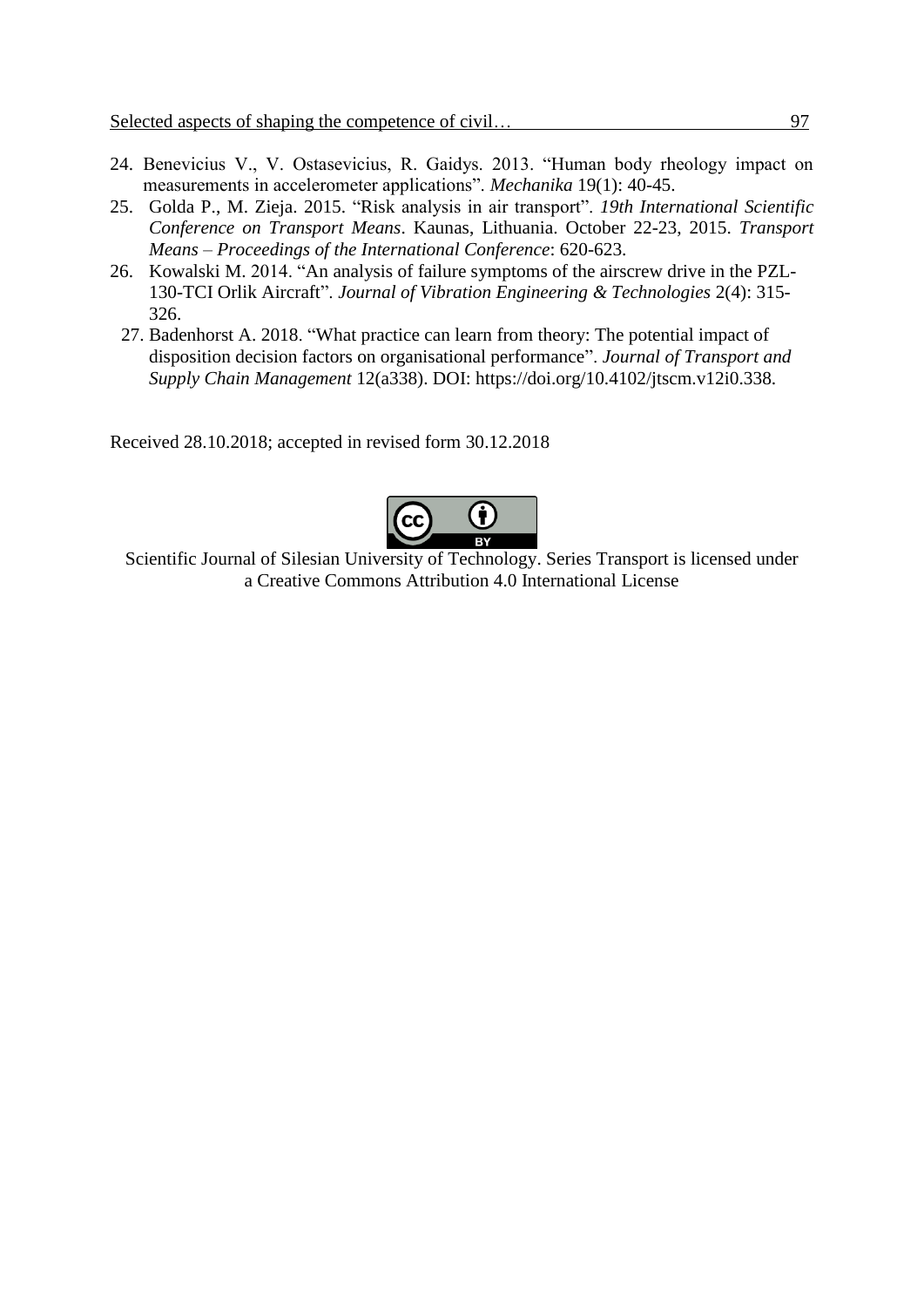24. Benevicius V., V. Ostasevicius, R. Gaidys. 2013. "Human body rheology impact on measurements in accelerometer applications". *Mechanika* 19(1): 40-45.
25. Golda P., M. Zieja. 2015. "Risk analysis in air transport". *19th International Scientific Conference on Transport Means*. Kaunas, Lithuania. October 22-23, 2015. *Transport Means – Proceedings of the International Conference*: 620-623.
26. Kowalski M. 2014. "An analysis of failure symptoms of the airscrew drive in the PZL-130-TCI Orlik Aircraft". *Journal of Vibration Engineering & Technologies* 2(4): 315-326.
27. Badenhorst A. 2018. "What practice can learn from theory: The potential impact of disposition decision factors on organisational performance". *Journal of Transport and Supply Chain Management* 12(a338). DOI: https://doi.org/10.4102/jtscm.v12i0.338.

Received 28.10.2018; accepted in revised form 30.12.2018

Scientific Journal of Silesian University of Technology. Series Transport is licensed under a Creative Commons Attribution 4.0 International License